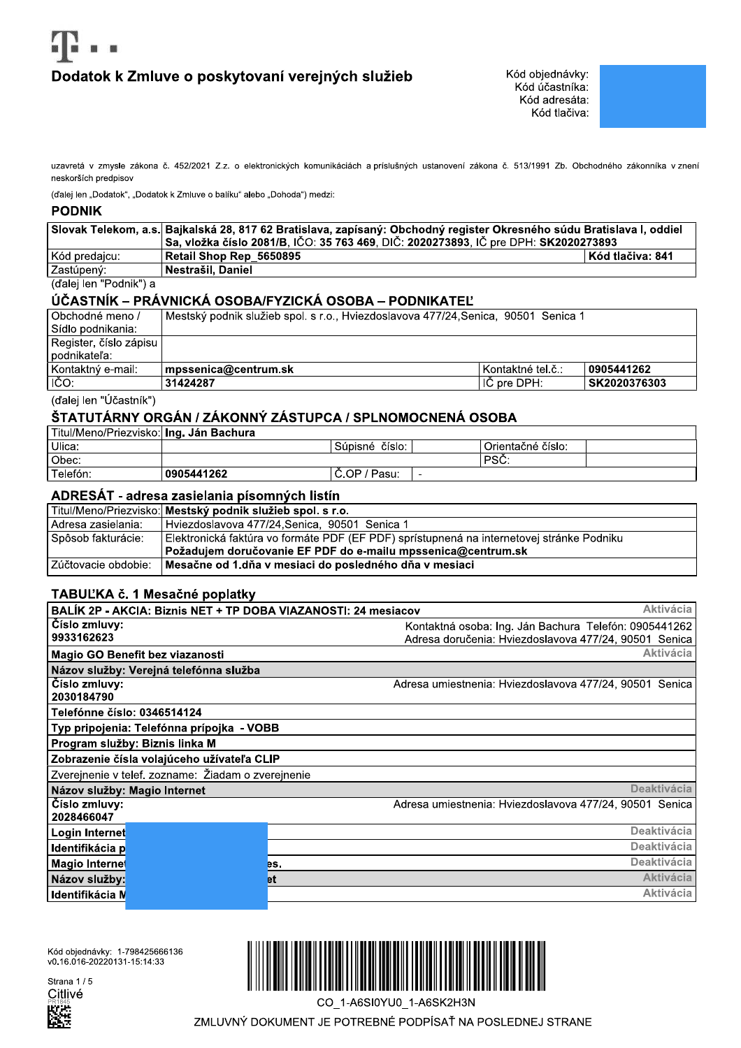# Dodatok k Zmluve o poskytovaní verejných služieb

Kód objednávky:
Kód účastníka:
Kód adresáta:
Kód tlačiva:

uzavretá v zmysle zákona č. 452/2021 Z.z. o elektronických komunikáciách a príslušných ustanovení zákona č. 513/1991 Zb. Obchodného zákonníka v znení neskorších predpisov

(ďalej len „Dodatok", „Dodatok k Zmluve o balíku" alebo „Dohoda") medzi:

## PODNIK

| | | |
|---|---|---|
| **Slovak Telekom, a.s.** | **Bajkalská 28, 817 62 Bratislava, zapísaný: Obchodný register Okresného súdu Bratislava I, oddiel Sa, vložka číslo 2081/B, IČO: 35 763 469, DIČ: 2020273893, IČ pre DPH: SK2020273893** | |
| Kód predajcu: | **Retail Shop Rep_5650895** | **Kód tlačiva: 841** |
| Zastúpený: | **Nestrašil, Daniel** | |

(ďalej len "Podnik") a

## ÚČASTNÍK – PRÁVNICKÁ OSOBA/FYZICKÁ OSOBA – PODNIKATEĽ

| | | | |
|---|---|---|---|
| Obchodné meno / Sídlo podnikania: | Mestský podnik služieb spol. s r.o., Hviezdoslavova 477/24,Senica, 90501 Senica 1 | | |
| Register, číslo zápisu podnikateľa: | | | |
| Kontaktný e-mail: | **mpssenica@centrum.sk** | Kontaktné tel.č.: | **0905441262** |
| IČO: | **31424287** | IČ pre DPH: | **SK2020376303** |

(ďalej len "Účastník")

## ŠTATUTÁRNY ORGÁN / ZÁKONNÝ ZÁSTUPCA / SPLNOMOCNENÁ OSOBA

| | | | | | |
|---|---|---|---|---|---|
| Titul/Meno/Priezvisko: | **Ing. Ján Bachura** | | | | |
| Ulica: | | Súpisné číslo: | | Orientačné číslo: | |
| Obec: | | | | PSČ: | |
| Telefón: | **0905441262** | Č.OP / Pasu: | - | | |

## ADRESÁT - adresa zasielania písomných listín

| | |
|---|---|
| Titul/Meno/Priezvisko: | **Mestský podnik služieb spol. s r.o.** |
| Adresa zasielania: | Hviezdoslavova 477/24,Senica, 90501 Senica 1 |
| Spôsob fakturácie: | Elektronická faktúra vo formáte PDF (EF PDF) sprístupnená na internetovej stránke Podniku **Požadujem doručovanie EF PDF do e-mailu mpssenica@centrum.sk** |
| Zúčtovacie obdobie: | **Mesačne od 1.dňa v mesiaci do posledného dňa v mesiaci** |

## TABUĽKA č. 1 Mesačné poplatky

| | | |
|---|---|---|
| **BALÍK 2P - AKCIA: Biznis NET + TP DOBA VIAZANOSTI: 24 mesiacov** | | Aktivácia |
| **Číslo zmluvy: 9933162623** | Kontaktná osoba: Ing. Ján Bachura Telefón: 0905441262 Adresa doručenia: Hviezdoslavova 477/24, 90501 Senica | |
| **Magio GO Benefit bez viazanosti** | | Aktivácia |
| **Názov služby: Verejná telefónna služba** | | |
| **Číslo zmluvy: 2030184790** | Adresa umiestnenia: Hviezdoslavova 477/24, 90501 Senica | |
| **Telefónne číslo: 0346514124** | | |
| **Typ pripojenia: Telefónna prípojka - VOBB** | | |
| **Program služby: Biznis linka M** | | |
| **Zobrazenie čísla volajúceho užívateľa CLIP** | | |
| Zverejnenie v telef. zozname: Žiadam o zverejnenie | | |
| **Názov služby: Magio Internet** | | Deaktivácia |
| **Číslo zmluvy: 2028466047** | Adresa umiestnenia: Hviezdoslavova 477/24, 90501 Senica | |
| **Login Internet** | | Deaktivácia |
| **Identifikácia p** | | Deaktivácia |
| **Magio Internet** | **es.** | Deaktivácia |
| **Názov služby:** | **et** | Aktivácia |
| **Identifikácia M** | | Aktivácia |

Kód objednávky: 1-798425666136
v0.16.016-20220131-15:14:33

Citlivé

CO_1-A6SI0YU0_1-A6SK2H3N

ZMLUVNÝ DOKUMENT JE POTREBNÉ PODPÍSAŤ NA POSLEDNEJ STRANE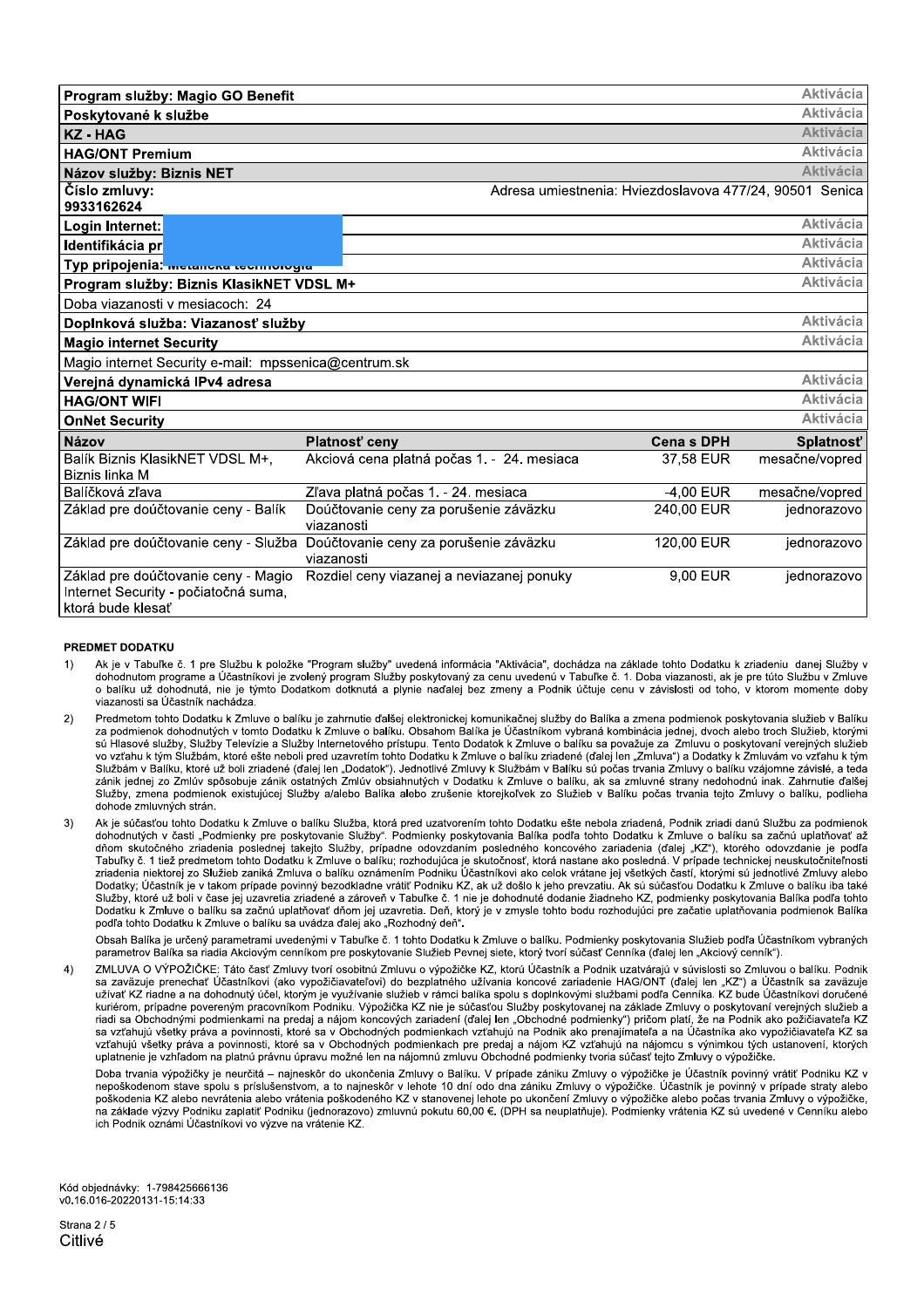| | |
|---|---|
| **Program služby: Magio GO Benefit** | Aktivácia |
| **Poskytované k službe** | Aktivácia |
| **KZ - HAG** | Aktivácia |
| **HAG/ONT Premium** | Aktivácia |
| **Názov služby: Biznis NET** | Aktivácia |
| **Číslo zmluvy: 9933162624** | Adresa umiestnenia: Hviezdoslavova 477/24, 90501 Senica |
| **Login Internet:** | Aktivácia |
| **Identifikácia pr** | Aktivácia |
| **Typ pripojenia:** | Aktivácia |
| **Program služby: Biznis KlasikNET VDSL M+** | Aktivácia |
| Doba viazanosti v mesiacoch: 24 | |
| **Doplnková služba: Viazanosť služby** | Aktivácia |
| **Magio internet Security** | Aktivácia |
| Magio internet Security e-mail: mpssenica@centrum.sk | |
| **Verejná dynamická IPv4 adresa** | Aktivácia |
| **HAG/ONT WIFI** | Aktivácia |
| **OnNet Security** | Aktivácia |

| **Názov** | **Platnosť ceny** | **Cena s DPH** | **Splatnosť** |
|---|---|---|---|
| Balík Biznis KlasikNET VDSL M+, Biznis linka M | Akciová cena platná počas 1. - 24. mesiaca | 37,58 EUR | mesačne/vopred |
| Balíčková zľava | Zľava platná počas 1. - 24. mesiaca | -4,00 EUR | mesačne/vopred |
| Základ pre doúčtovanie ceny - Balík | Doúčtovanie ceny za porušenie záväzku viazanosti | 240,00 EUR | jednorazovo |
| Základ pre doúčtovanie ceny - Služba | Doúčtovanie ceny za porušenie záväzku viazanosti | 120,00 EUR | jednorazovo |
| Základ pre doúčtovanie ceny - Magio Internet Security - počiatočná suma, ktorá bude klesať | Rozdiel ceny viazanej a neviazanej ponuky | 9,00 EUR | jednorazovo |

## PREDMET DODATKU

1) Ak je v Tabuľke č. 1 pre Službu k položke "Program služby" uvedená informácia "Aktivácia", dochádza na základe tohto Dodatku k zriadeniu danej Služby v dohodnutom programe a Účastníkovi je zvolený program Služby poskytovaný za cenu uvedenú v Tabuľke č. 1. Doba viazanosti, ak je pre túto Službu v Zmluve o balíku už dohodnutá, nie je týmto Dodatkom dotknutá a plynie naďalej bez zmeny a Podnik účtuje cenu v závislosti od toho, v ktorom momente doby viazanosti sa Účastník nachádza.

2) Predmetom tohto Dodatku k Zmluve o balíku je zahrnutie ďalšej elektronickej komunikačnej služby do Balíka a zmena podmienok poskytovania služieb v Balíku za podmienok dohodnutých v tomto Dodatku k Zmluve o balíku. Obsahom Balíka je Účastníkom vybraná kombinácia jednej, dvoch alebo troch Služieb, ktorými sú Hlasové služby, Služby Televízie a Služby Internetového prístupu. Tento Dodatok k Zmluve o balíku sa považuje za Zmluvu o poskytovaní verejných služieb vo vzťahu k tým Službám, ktoré ešte neboli pred uzavretím tohto Dodatku k Zmluve o balíku zriadené (ďalej len „Zmluva") a Dodatky k Zmluvám vo vzťahu k tým Službám v Balíku, ktoré už boli zriadené (ďalej len „Dodatok"). Jednotlivé Zmluvy k Službám v Balíku sú počas trvania Zmluvy o balíku vzájomne závislé, a teda zánik jednej zo Zmlúv spôsobuje zánik ostatných Zmlúv obsiahnutých v Dodatku k Zmluve o balíku, ak sa zmluvné strany nedohodnú inak. Zahrnutie ďalšej Služby, zmena podmienok existujúcej Služby a/alebo Balíka alebo zrušenie ktorejkoľvek zo Služieb v Balíku počas trvania tejto Zmluvy o balíku, podlieha dohode zmluvných strán.

3) Ak je súčasťou tohto Dodatku k Zmluve o balíku Služba, ktorá pred uzavretím tohto Dodatku ešte nebola zriadená, Podnik zriadi danú Službu za podmienok dohodnutých v časti „Podmienky pre poskytovanie Služby". Podmienky poskytovania Balíka podľa tohto Dodatku k Zmluve o balíku sa začnú uplatňovať až dňom skutočného zriadenia poslednej takejto Služby, prípadne odovzdaním posledného koncového zariadenia (ďalej „KZ"), ktorého odovzdanie je podľa Tabuľky č. 1 tiež predmetom tohto Dodatku k Zmluve o balíku; rozhodujúca je skutočnosť, ktorá nastane ako posledná. V prípade technickej neuskutočniteľnosti zriadenia niektorej zo Služieb zaniká Zmluva o balíku oznámením Podniku Účastníkovi ako celok vrátane jej všetkých častí, ktorými sú jednotlivé Zmluvy alebo Dodatky; Účastník je v takom prípade povinný bezodkladne vrátiť Podniku KZ, ak už došlo k jeho prevzatiu. Ak sú súčasťou Dodatku k Zmluve o balíku iba také Služby, ktoré už boli v čase jej uzavretia zriadené a zároveň v Tabuľke č. 1 nie je dohodnuté dodanie žiadneho KZ, podmienky poskytovania Balíka podľa tohto Dodatku k Zmluve o balíku sa začnú uplatňovať dňom jej uzavretia. Deň, ktorý je v zmysle tohto bodu rozhodujúci pre začatie uplatňovania podmienok Balíka podľa tohto Dodatku k Zmluve o balíku sa uvádza ďalej ako „Rozhodný deň".

   Obsah Balíka je určený parametrami uvedenými v Tabuľke č. 1 tohto Dodatku k Zmluve o balíku. Podmienky poskytovania Služieb podľa Účastníkom vybraných parametrov Balíka sa riadia Akciovým cenníkom pre poskytovanie Služieb Pevnej siete, ktorý tvorí súčasť Cenníka (ďalej len „Akciový cenník").

4) ZMLUVA O VÝPOŽIČKE: Táto časť Zmluvy tvorí osobitnú Zmluvu o výpožičke KZ, ktorú Účastník a Podnik uzatvárajú v súvislosti so Zmluvou o balíku. Podnik sa zaväzuje prenechať Účastníkovi (ako vypožičiavateľovi) do bezplatného užívania koncové zariadenie HAG/ONT (ďalej len „KZ") a Účastník sa zaväzuje užívať KZ riadne a na dohodnutý účel, ktorým je využívanie služieb v rámci balíka spolu s doplnkovými službami podľa Cenníka. KZ bude Účastníkovi doručené kuriérom, prípadne povereným pracovníkom Podniku. Výpožička KZ nie je súčasťou Služby poskytovanej na základe Zmluvy o poskytovaní verejných služieb a riadi sa Obchodnými podmienkami na predaj a nájom koncových zariadení (ďalej len „Obchodné podmienky") pričom platí, že na Podnik ako požičiavateľa KZ sa vzťahujú všetky práva a povinnosti, ktoré sa v Obchodných podmienkach vzťahujú na Podnik ako prenajímateľa a na Účastníka ako vypožičiavateľa KZ sa vzťahujú všetky práva a povinnosti, ktoré sa v Obchodných podmienkach pre predaj a nájom KZ vzťahujú na nájomcu s výnimkou tých ustanovení, ktorých uplatnenie je vzhľadom na platnú právnu úpravu možné len na nájomnú zmluvu Obchodné podmienky tvoria súčasť tejto Zmluvy o výpožičke.

   Doba trvania výpožičky je neurčitá – najneskôr do ukončenia Zmluvy o Balíku. V prípade zániku Zmluvy o výpožičke je Účastník povinný vrátiť Podniku KZ v nepoškodenom stave spolu s príslušenstvom, a to najneskôr v lehote 10 dní odo dňa zániku Zmluvy o výpožičke. Účastník je povinný v prípade straty alebo poškodenia KZ alebo nevrátenia alebo vrátenia poškodeného KZ v stanovenej lehote po ukončení Zmluvy o výpožičke alebo počas trvania Zmluvy o výpožičke, na základe výzvy Podniku zaplatiť Podniku (jednorazovo) zmluvnú pokutu 60,00 €. (DPH sa neuplatňuje). Podmienky vrátenia KZ sú uvedené v Cenníku alebo ich Podnik oznámi Účastníkovi vo výzve na vrátenie KZ.

Kód objednávky: 1-798425666136
v0.16.016-20220131-15:14:33

Citlivé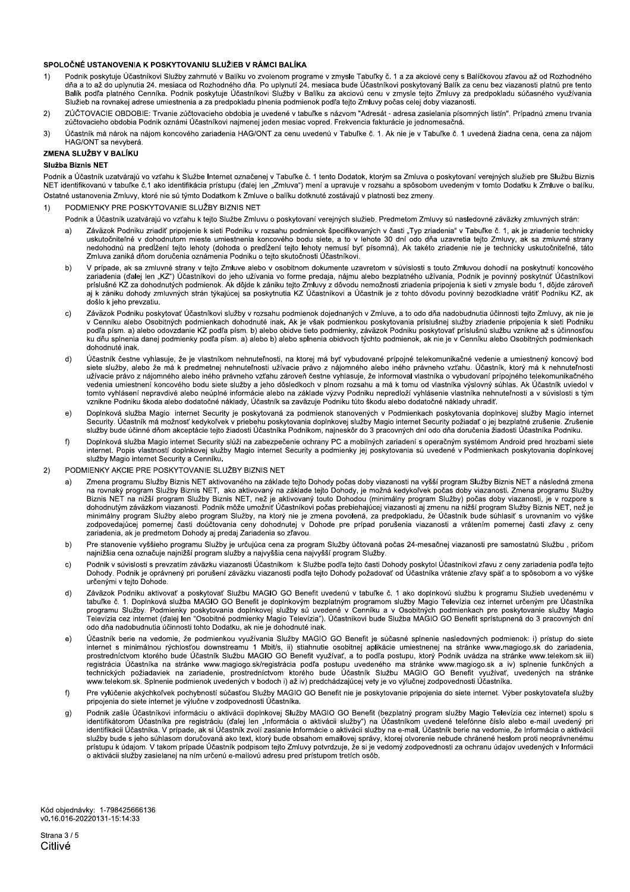## SPOLOČNÉ USTANOVENIA K POSKYTOVANIU SLUŽIEB V RÁMCI BALÍKA

1) Podnik poskytuje Účastníkovi Služby zahrnuté v Balíku vo zvolenom programe v zmysle Tabuľky č. 1 a za akciové ceny s Balíčkovou zľavou až od Rozhodného dňa a to až do uplynutia 24. mesiaca od Rozhodného dňa. Po uplynutí 24. mesiaca bude Účastníkovi poskytovaný Balík za cenu bez viazanosti platnú pre tento Balík podľa platného Cenníka. Podnik poskytuje Účastníkovi Služby v Balíku za akciovú cenu v zmysle tejto Zmluvy za predpokladu súčasného využívania Služieb na rovnakej adrese umiestnenia a za predpokladu plnenia podmienok podľa tejto Zmluvy počas celej doby viazanosti.

2) ZÚČTOVACIE OBDOBIE: Trvanie zúčtovacieho obdobia je uvedené v tabuľke s názvom "Adresát - adresa zasielania písomných listín". Prípadnú zmenu trvania zúčtovacieho obdobia Podnik oznámi Účastníkovi najmenej jeden mesiac vopred. Frekvencia fakturácie je jednomesačná.

3) Účastník má nárok na nájom koncového zariadenia HAG/ONT za cenu uvedenú v Tabuľke č. 1. Ak nie je v Tabuľke č. 1 uvedená žiadna cena, cena za nájom HAG/ONT sa nevyberá.

## ZMENA SLUŽBY V BALÍKU

### Služba Biznis NET

Podnik a Účastník uzatvárajú vo vzťahu k Službe Internet označenej v Tabuľke č. 1 tento Dodatok, ktorým sa Zmluva o poskytovaní verejných služieb pre Službu Biznis NET identifikovanú v tabuľke č.1 ako identifikácia prístupu (ďalej len „Zmluva") mení a upravuje v rozsahu a spôsobom uvedeným v tomto Dodatku k Zmluve o balíku. Ostatné ustanovenia Zmluvy, ktoré nie sú týmto Dodatkom k Zmluve o balíku dotknuté zostávajú v platnosti bez zmeny.

1) PODMIENKY PRE POSKYTOVANIE SLUŽBY BIZNIS NET

Podnik a Účastník uzatvárajú vo vzťahu k tejto Službe Zmluvu o poskytovaní verejných služieb. Predmetom Zmluvy sú nasledovné záväzky zmluvných strán:

a) Záväzok Podniku zriadiť pripojenie k sieti Podniku v rozsahu podmienok špecifikovaných v časti „Typ zriadenia" v Tabuľke č. 1, ak je zriadenie technicky uskutočniteľné v dohodnutom mieste umiestnenia koncového bodu siete, a to v lehote 30 dní odo dňa uzavretia tejto Zmluvy, ak sa zmluvné strany nedohodnú na predĺžení tejto lehoty (dohoda o predĺžení tejto lehoty nemusí byť písomná). Ak takéto zriadenie nie je technicky uskutočniteľné, táto Zmluva zaniká dňom doručenia oznámenia Podniku o tejto skutočnosti Účastníkovi.

b) V prípade, ak sa zmluvné strany v tejto Zmluve alebo v osobitnom dokumente uzavretom v súvislosti s touto Zmluvou dohodli na poskytnutí koncového zariadenia (ďalej len „KZ") Účastníkovi do jeho užívania vo forme predaja, nájmu alebo bezplatného užívania, Podnik je povinný poskytnúť Účastníkovi príslušné KZ za dohodnutých podmienok. Ak dôjde k zániku tejto Zmluvy z dôvodu nemožnosti zriadenia pripojenia k sieti v zmysle bodu 1, dôjde zároveň aj k zániku dohody zmluvných strán týkajúcej sa poskytnutia KZ Účastníkovi a Účastník je z tohto dôvodu povinný bezodkladne vrátiť Podniku KZ, ak došlo k jeho prevzatiu.

c) Záväzok Podniku poskytovať Účastníkovi služby v rozsahu podmienok dojednaných v Zmluve, a to odo dňa nadobudnutia účinnosti tejto Zmluvy, ak nie je v Cenníku alebo Osobitných podmienkach dohodnuté inak. Ak je však podmienkou poskytovania príslušnej služby zriadenie pripojenia k sieti Podniku podľa písm. a) alebo odovzdanie KZ podľa písm. b) alebo obidve tieto podmienky, záväzok Podniku poskytovať príslušnú službu vznikne až s účinnosťou ku dňu splnenia danej podmienky podľa písm. a) alebo b) alebo splnenia obidvoch týchto podmienok, ak nie je v Cenníku alebo Osobitných podmienkach dohodnuté inak.

d) Účastník čestne vyhlasuje, že je vlastníkom nehnuteľnosti, na ktorej má byť vybudované prípojné telekomunikačné vedenie a umiestnený koncový bod siete služby, alebo že má k predmetnej nehnuteľnosti užívacie právo z nájomného alebo iného právneho vzťahu. Účastník, ktorý má k nehnuteľnosti užívacie právo z nájomného alebo iného právneho vzťahu zároveň čestne vyhlasuje, že informoval vlastníka o vybudovaní prípojného telekomunikačného vedenia umiestnení koncového bodu siete služby a jeho dôsledkoch v plnom rozsahu a má k tomu od vlastníka výslovný súhlas. Ak Účastník uviedol v tomto vyhlásení nepravdivé alebo neúplné informácie alebo na základe výzvy Podniku nepredložil vyhlásenie vlastníka nehnuteľnosti a v súvislosti s tým vznikne Podniku škoda alebo dodatočné náklady, Účastník sa zaväzuje Podniku túto škodu alebo dodatočné náklady uhradiť.

e) Doplnková služba Magio internet Security je poskytovaná za podmienok stanovených v Podmienkach poskytovania doplnkovej služby Magio internet Security. Účastník má možnosť kedykoľvek v priebehu poskytovania doplnkovej služby Magio internet Security požiadať o jej bezplatné zrušenie. Zrušenie služby bude účinné dňom akceptácie tejto žiadosti Účastníka Podnikom, najneskôr do 3 pracovných dní odo dňa doručenia žiadosti Účastníka Podniku.

f) Doplnková služba Magio internet Security slúži na zabezpečenie ochrany PC a mobilných zariadení s operačným systémom Android pred hrozbami siete internet. Popis vlastností doplnkovej služby Magio internet Security a podmienky jej poskytovania sú uvedené v Podmienkach poskytovania doplnkovej služby Magio internet Security a Cenníku.

2) PODMIENKY AKCIE PRE POSKYTOVANIE SLUŽBY BIZNIS NET

a) Zmena programu Služby Biznis NET aktivovaného na základe tejto Dohody počas doby viazanosti na vyšší program Služby Biznis NET a následná zmena na rovnaký program Služby Biznis NET, ako aktivovaný na základe tejto Dohody, je možná kedykoľvek počas doby viazanosti. Zmena programu Služby Biznis NET na nižší program Služby Biznis NET, než je aktivovaný touto Dohodou (minimálny program Služby) počas doby viazanosti, je v rozpore s dohodnutým záväzkom viazanosti. Podnik môže umožniť Účastníkovi počas prebiehajúcej viazanosti aj zmenu na nižší program Služby Biznis NET, než je minimálny program Služby alebo program Služby, na ktorý nie je zmena povolená, za predpokladu, že Účastník bude súhlasiť s urovnaním vo výške zodpovedajúcej pomernej časti doúčtovania ceny dohodnutej v Dohode pre prípad porušenia viazanosti a vrátením pomernej časti zľavy z ceny zariadenia, ak je predmetom Dohody aj predaj Zariadenia so zľavou.

b) Pre stanovenie vyššieho programu Služby je určujúca cena za program Služby účtovaná počas 24-mesačnej viazanosti pre samostatnú Službu , pričom najnižšia cena označuje najnižší program služby a najvyššia cena najvyšší program Služby.

c) Podnik v súvislosti s prevzatím záväzku viazanosti Účastníkom k Službe podľa tejto časti Dohody poskytol Účastníkovi zľavu z ceny zariadenia podľa tejto Dohody. Podnik je oprávnený pri porušení záväzku viazanosti podľa tejto Dohody požadovať od Účastníka vrátenie zľavy späť a to spôsobom a vo výške určenými v tejto Dohode.

d) Záväzok Podniku aktivovať a poskytovať Službu MAGIO GO Benefit uvedenú v tabuľke č. 1 ako doplnkovú službu k programu Služieb uvedenému v tabuľke č. 1. Doplnková služba MAGIO GO Benefit je doplnkovým bezplatným programom služby Magio Televízia cez internet určeným pre Účastníka programu Služby. Podmienky poskytovania doplnkovej služby sú uvedené v Cenníku a v Osobitných podmienkach pre poskytovanie služby Magio Televízia cez internet (ďalej len "Osobitné podmienky Magio Televízia"). Účastníkovi bude Služba MAGIO GO Benefit sprístupnená do 3 pracovných dní odo dňa nadobudnutia účinnosti tohto Dodatku, ak nie je dohodnuté inak.

e) Účastník berie na vedomie, že podmienkou využívania Služby MAGIO GO Benefit je súčasné splnenie nasledovných podmienok: i) prístup do siete internet s minimálnou rýchlosťou downstreamu 1 Mbit/s, ii) stiahnutie osobitnej aplikácie umiestnenej na stránke www.magiogo.sk do zariadenia, prostredníctvom ktorého bude Účastník Službu MAGIO GO Benefit využívať, a to podľa postupu, ktorý Podnik uvádza na stránke www.telekom.sk iii) registrácia Účastníka na stránke www.magiogo.sk/registrácia podľa postupu uvedeného ma stránke www.magiogo.sk a iv) splnenie funkčných a technických požiadaviek na zariadenie, prostredníctvom ktorého bude Účastník Službu MAGIO GO Benefit využívať, uvedených na stránke www.telekom.sk. Splnenie podmienok uvedených v bodoch i) až iv) predchádzajúcej vety je vo výlučnej zodpovednosti Účastníka.

f) Pre vylúčenie akýchkoľvek pochybností súčasťou Služby MAGIO GO Benefit nie je poskytovanie pripojenia do siete internet. Výber poskytovateľa služby pripojenia do siete internet je výlučne v zodpovednosti Účastníka.

g) Podnik zašle Účastníkovi informáciu o aktivácii doplnkovej Služby MAGIO GO Benefit (bezplatný program služby Magio Televízia cez internet) spolu s identifikátorom Účastníka pre registráciu (ďalej len „Informácia o aktivácii služby") na Účastníkom uvedené telefónne číslo alebo e-mail uvedený pri identifikácii Účastníka. V prípade, ak si Účastník zvolí zaslanie Informácie o aktivácii služby na e-mail, Účastník berie na vedomie, že Informácia o aktivácii služby bude s jeho súhlasom doručovaná ako text, ktorý bude obsahom emailovej správy, ktorej otvorenie nebude chránené heslom proti neoprávnenému prístupu k údajom. V takom prípade Účastník podpisom tejto Zmluvy potvrdzuje, že si je vedomý zodpovednosti za ochranu údajov uvedených v Informácii o aktivácii služby zasielanej na ním určenú e-mailovú adresu pred prístupom tretích osôb.

Kód objednávky: 1-798425666136
v0.16.016-20220131-15:14:33

Citlivé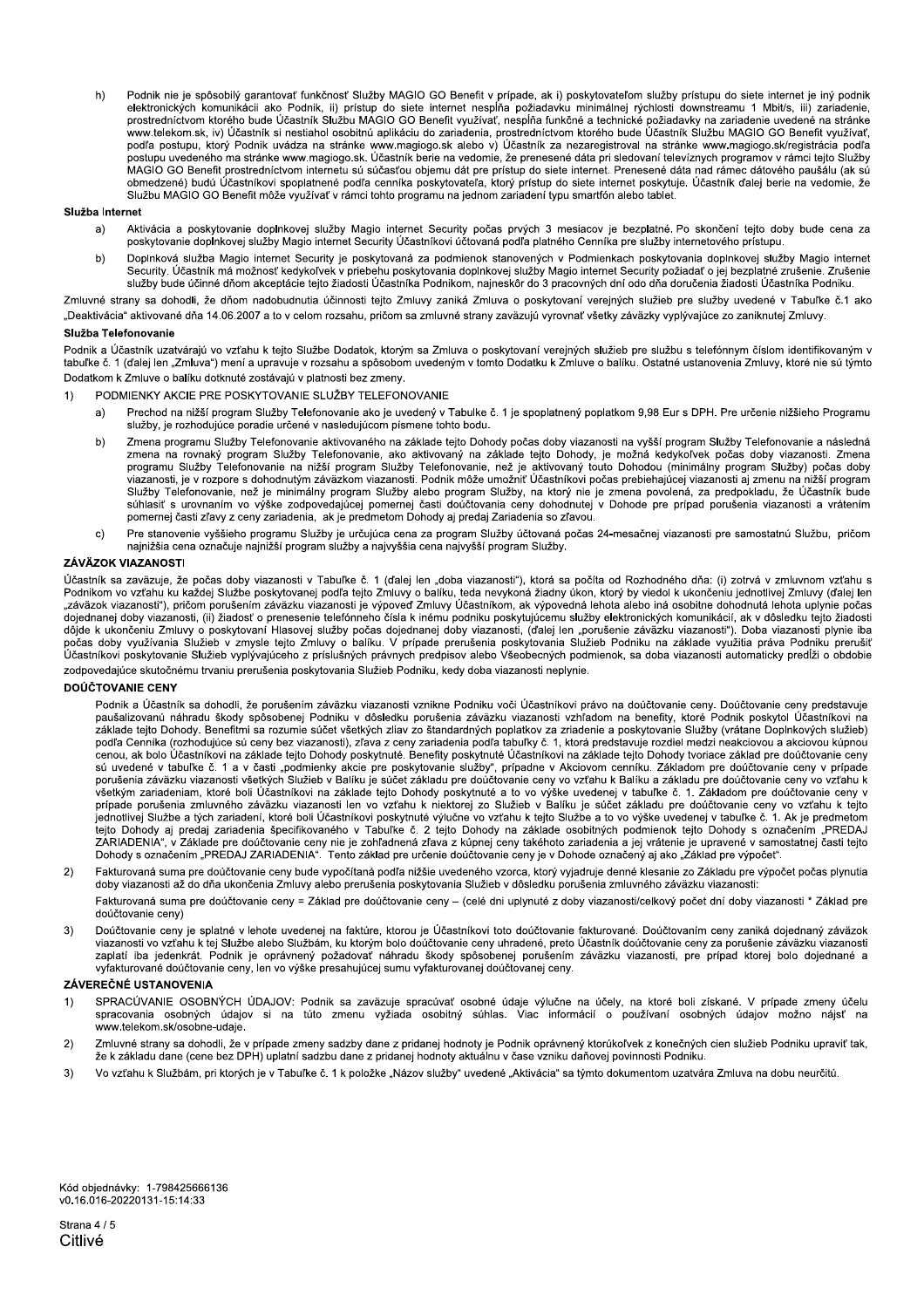h) Podnik nie je spôsobilý garantovať funkčnosť Služby MAGIO GO Benefit v prípade, ak i) poskytovateľom služby prístupu do siete internet je iný podnik elektronických komunikácii ako Podnik, ii) prístup do siete internet nesplňa požiadavku minimálnej rýchlosti downstreamu 1 Mbit/s, iii) zariadenie, prostredníctvom ktorého bude Účastník Službu MAGIO GO Benefit využívať, nesplňa funkčné a technické požiadavky na zariadenie uvedené na stránke www.telekom.sk, iv) Účastník si nestiahol osobitnú aplikáciu do zariadenia, prostredníctvom ktorého bude Účastník Službu MAGIO GO Benefit využívať, podľa postupu, ktorý Podnik uvádza na stránke www.magiogo.sk alebo v) Účastník sa nezaregistroval na stránke www.magiogo.sk/registrácia podľa postupu uvedeného ma stránke www.magiogo.sk. Účastník berie na vedomie, že prenesené dáta pri sledovaní televíznych programov v rámci tejto Služby MAGIO GO Benefit prostredníctvom internetu sú súčasťou objemu dát pre prístup do siete internet. Prenesené dáta nad rámec dátového paušálu (ak sú obmedzené) budú Účastníkovi spoplatnené podľa cenníka poskytovateľa, ktorý prístup do siete internet poskytuje. Účastník ďalej berie na vedomie, že Službu MAGIO GO Benefit môže využívať v rámci tohto programu na jednom zariadení typu smartfón alebo tablet.

### Služba Internet

a) Aktivácia a poskytovanie doplnkovej služby Magio internet Security počas prvých 3 mesiacov je bezplatné. Po skončení tejto doby bude cena za poskytovanie doplnkovej služby Magio internet Security Účastníkovi účtovaná podľa platného Cenníka pre služby internetového prístupu.

b) Doplnková služba Magio internet Security je poskytovaná za podmienok stanovených v Podmienkach poskytovania doplnkovej služby Magio internet Security. Účastník má možnosť kedykoľvek v priebehu poskytovania doplnkovej služby Magio internet Security požiadať o jej bezplatné zrušenie. Zrušenie služby bude účinné dňom akceptácie tejto žiadosti Účastníka Podnikom, najneskôr do 3 pracovných dní odo dňa doručenia žiadosti Účastníka Podniku.

Zmluvné strany sa dohodli, že dňom nadobudnutia účinnosti tejto Zmluvy zaniká Zmluva o poskytovaní verejných služieb pre služby uvedené v Tabuľke č.1 ako „Deaktivácia" aktivované dňa 14.06.2007 a to v celom rozsahu, pričom sa zmluvné strany zaväzujú vyrovnať všetky záväzky vyplývajúce zo zaniknutej Zmluvy.

### Služba Telefonovanie

Podnik a Účastník uzatvárajú vo vzťahu k tejto Službe Dodatok, ktorým sa Zmluva o poskytovaní verejných služieb pre službu s telefónnym číslom identifikovaným v tabuľke č. 1 (ďalej len „Zmluva") mení a upravuje v rozsahu a spôsobom uvedeným v tomto Dodatku k Zmluve o balíku. Ostatné ustanovenia Zmluvy, ktoré nie sú týmto Dodatkom k Zmluve o balíku dotknuté zostávajú v platnosti bez zmeny.

1) PODMIENKY AKCIE PRE POSKYTOVANIE SLUŽBY TELEFONOVANIE

   a) Prechod na nižší program Služby Telefonovanie ako je uvedený v Tabulke č. 1 je spoplatnený poplatkom 9,98 Eur s DPH. Pre určenie nižšieho Programu služby, je rozhodujúce poradie určené v nasledujúcom písmene tohto bodu.

   b) Zmena programu Služby Telefonovanie aktivovaného na základe tejto Dohody počas doby viazanosti na vyšší program Služby Telefonovanie a následná zmena na rovnaký program Služby Telefonovanie, ako aktivovaný na základe tejto Dohody, je možná kedykoľvek počas doby viazanosti. Zmena programu Služby Telefonovanie na nižší program Služby Telefonovanie, než je aktivovaný touto Dohodou (minimálny program Služby) počas doby viazanosti, je v rozpore s dohodnutým záväzkom viazanosti. Podnik môže umožniť Účastníkovi počas prebiehajúcej viazanosti aj zmenu na nižší program Služby Telefonovanie, než je minimálny program Služby alebo program Služby, na ktorý nie je zmena povolená, za predpokladu, že Účastník bude súhlasiť s urovnaním vo výške zodpovedajúcej pomernej časti doúčtovania ceny dohodnutej v Dohode pre prípad porušenia viazanosti a vrátením pomernej časti zľavy z ceny zariadenia, ak je predmetom Dohody aj predaj Zariadenia so zľavou.

   c) Pre stanovenie vyššieho programu Služby je určujúca cena za program Služby účtovaná počas 24-mesačnej viazanosti pri samostatnú Službu, pričom najnižšia cena označuje najnižší program služby a najvyššia cena najvyšší program Služby.

### ZÁVÄZOK VIAZANOSTI

Účastník sa zaväzuje, že počas doby viazanosti v Tabuľke č. 1 (ďalej len „doba viazanosti"), ktorá sa počíta od Rozhodného dňa: (i) zotrvá v zmluvnom vzťahu s Podnikom vo vzťahu ku každej Službe poskytovanej podľa tejto Zmluvy o balíku, teda nevykoná žiadny úkon, ktorý by viedol k ukončeniu jednotlivej Zmluvy (ďalej len „záväzok viazanosti"), pričom porušením záväzku viazanosti je výpoveď Zmluvy Účastníkom, ak výpovedná lehota alebo iná osobitne dohodnutá lehota uplynie počas dojednanej doby viazanosti, (ii) žiadosť o prenesenie telefónneho čísla k inému podniku poskytujúcemu služby elektronických komunikácií, ak v dôsledku tejto žiadosti dôjde k ukončeniu Zmluvy o poskytovaní Hlasovej služby počas dojednanej doby viazanosti, (ďalej len „porušenie záväzku viazanosti"). Doba viazanosti plynie iba počas doby využívania Služieb v zmysle tejto Zmluvy o balíku. V prípade prerušenia poskytovania Služieb Podniku na základe využitia práva Podniku prerušiť Účastníkovi poskytovanie Služieb vyplývajúceho z príslušných právnych predpisov alebo Všeobecných podmienok, sa doba viazanosti automaticky predĺži o obdobie zodpovedajúce skutočnému trvaniu prerušenia poskytovania Služieb Podniku, kedy doba viazanosti neplynie.

### DOÚČTOVANIE CENY

Podnik a Účastník sa dohodli, že porušením záväzku viazanosti vznikne Podniku voči Účastníkovi právo na doúčtovanie ceny. Doúčtovanie ceny predstavuje paušalizovanú náhradu škody spôsobenej Podniku v dôsledku porušenia záväzku viazanosti vzhľadom na benefity, ktoré Podnik poskytol Účastníkovi na základe tejto Dohody. Benefitmi sa rozumie súčet všetkých zliav zo štandardných poplatkov za zriadenie a poskytovanie Služby (vrátane Doplnkových služieb) podľa Cenníka (rozhodujúce sú ceny bez viazanosti), zľava z ceny zariadenia podľa tabuľky č. 1, ktorá predstavuje rozdiel medzi neakciovou a akciovou kúpnou cenou, ak bolo Účastníkovi na základe tejto Dohody poskytnuté. Benefity poskytnuté Účastníkovi na základe tejto Dohody tvoriace základ pre doúčtovanie ceny sú uvedené v tabuľke č. 1 a v časti „podmienky akcie pre poskytovanie služby", prípadne v Akciovom cenníku. Základom pre doúčtovanie ceny v prípade porušenia záväzku viazanosti všetkých Služieb v Balíku je súčet základu pre doúčtovanie ceny vo vzťahu k Balíku a základu pre doúčtovanie ceny vo vzťahu k všetkým zariadeniam, ktoré boli Účastníkovi na základe tejto Dohody poskytnuté a to vo výške uvedenej v tabuľke č. 1. Základom pre doúčtovanie ceny v prípade porušenia zmluvného záväzku viazanosti len vo vzťahu k niektorej zo Služieb v Balíku je súčet základu pre doúčtovanie ceny vo vzťahu k tejto jednotlivej Službe a tých zariadení, ktoré boli Účastníkovi poskytnuté výlučne vo vzťahu k tejto Službe a to vo výške uvedenej v tabuľke č. 1. Ak je predmetom tejto Dohody aj predaj zariadenia špecifikovaného v Tabuľke č. 2 tejto Dohody na základe osobitných podmienok tejto Dohody s označením „PREDAJ ZARIADENIA", v Základe pre doúčtovanie ceny nie je zohľadnená zľava z kúpnej ceny takéhoto zariadenia a jej vrátenie je upravené v samostatnej časti tejto Dohody s označením „PREDAJ ZARIADENIA". Tento základ pre určenie doúčtovanie ceny je v Dohode označený aj ako „Základ pre výpočet".

2) Fakturovaná suma pre doúčtovanie ceny bude vypočítaná podľa nižšie uvedeného vzorca, ktorý vyjadruje denné klesanie zo Základu pre výpočet počas plynutia doby viazanosti až do dňa ukončenia Zmluvy alebo prerušenia poskytovania Služieb v dôsledku porušenia zmluvného záväzku viazanosti:

   Fakturovaná suma pre doúčtovanie ceny = Základ pre doúčtovanie ceny – (celé dni uplynuté z doby viazanosti/celkový počet dní doby viazanosti * Základ pre doúčtovanie ceny)

3) Doúčtovanie ceny je splatné v lehote uvedenej na faktúre, ktorou je Účastníkovi toto doúčtovanie fakturované. Doúčtovaním ceny zaniká dojednaný záväzok viazanosti vo vzťahu k tej Službe alebo Službám, ku ktorým bolo doúčtovanie ceny uhradené, preto Účastník doúčtovanie ceny za porušenie záväzku viazanosti zaplatí iba jedenkrát. Podnik je oprávnený požadovať náhradu škody spôsobenej porušením záväzku viazanosti, pre prípad ktorej bolo dojednané a vyfakturované doúčtovanie ceny, len vo výške presahujúcej sumu vyfakturovanej doúčtovanej ceny.

### ZÁVEREČNÉ USTANOVENIA

1) SPRACÚVANIE OSOBNÝCH ÚDAJOV: Podnik sa zaväzuje spracúvať osobné údaje výlučne na účely, na ktoré boli získané. V prípade zmeny účelu spracovania osobných údajov si na túto zmenu vyžiada osobitný súhlas. Viac informácií o používaní osobných údajov možno nájsť na www.telekom.sk/osobne-udaje.

2) Zmluvné strany sa dohodli, že v prípade zmeny sadzby dane z pridanej hodnoty je Podnik oprávnený ktorúkoľvek z konečných cien služieb Podniku upraviť tak, že k základu dane (cene bez DPH) uplatní sadzbu dane z pridanej hodnoty aktuálnu v čase vzniku daňovej povinnosti Podniku.

3) Vo vzťahu k Službám, pri ktorých je v Tabuľke č. 1 k položke „Názov služby" uvedené „Aktivácia" sa týmto dokumentom uzatvára Zmluva na dobu neurčitú.

Kód objednávky: 1-798425666136
v0.16.016-20220131-15:14:33

Citlivé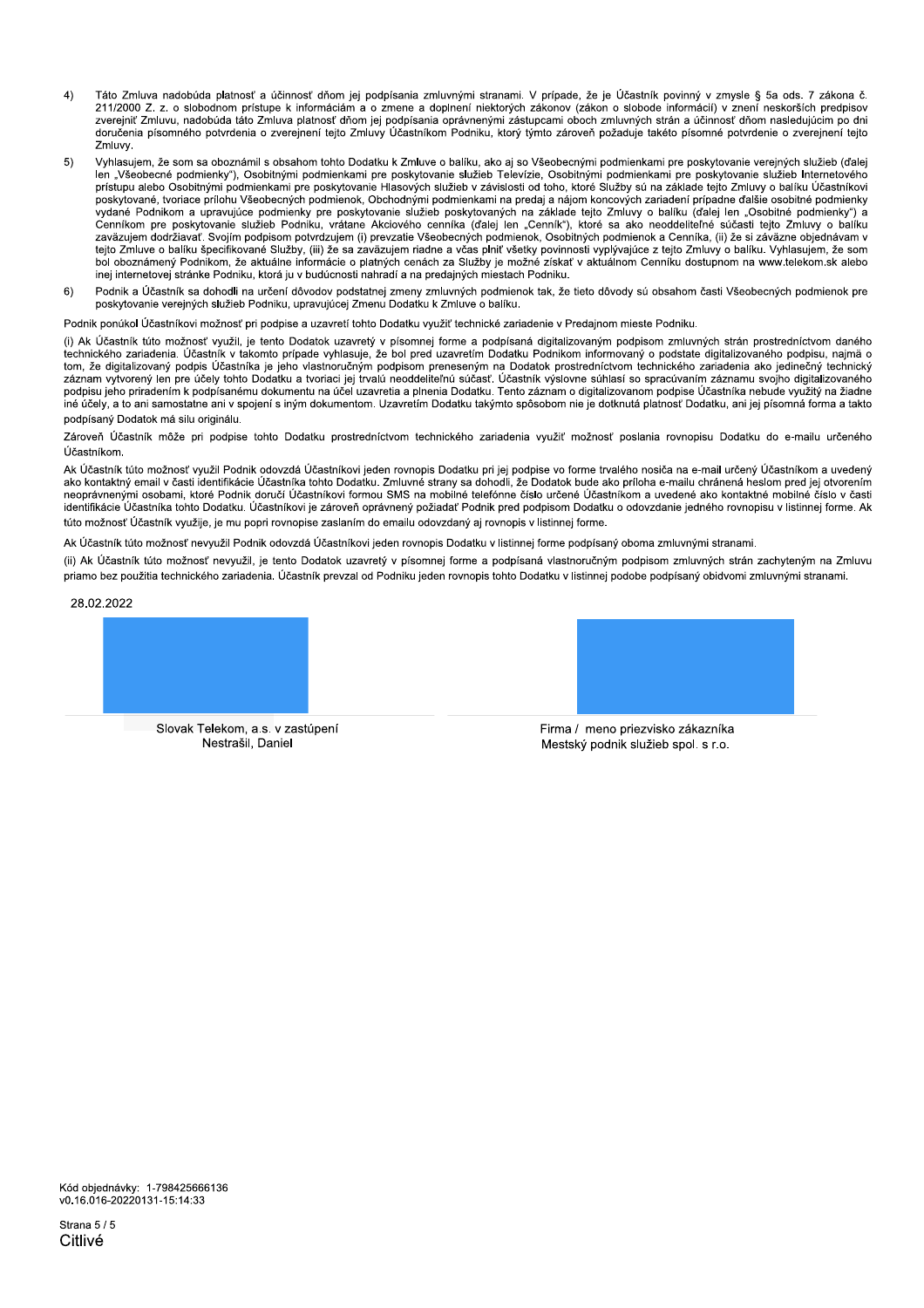4) Táto Zmluva nadobúda platnosť a účinnosť dňom jej podpísania zmluvnými stranami. V prípade, že je Účastník povinný v zmysle § 5a ods. 7 zákona č. 211/2000 Z. z. o slobodnom prístupe k informáciám a o zmene a doplnení niektorých zákonov (zákon o slobode informácií) v znení neskorších predpisov zverejniť Zmluvu, nadobúda táto Zmluva platnosť dňom jej podpísania oprávnenými zástupcami oboch zmluvných strán a účinnosť dňom nasledujúcim po dni doručenia písomného potvrdenia o zverejnení tejto Zmluvy Účastníkom Podniku, ktorý týmto zároveň požaduje takéto písomné potvrdenie o zverejnení tejto Zmluvy.

5) Vyhlasujem, že som sa oboznámil s obsahom tohto Dodatku k Zmluve o balíku, ako aj so Všeobecnými podmienkami pre poskytovanie verejných služieb (ďalej len „Všeobecné podmienky"), Osobitnými podmienkami pre poskytovanie služieb Televízie, Osobitnými podmienkami pre poskytovanie služieb Internetového prístupu alebo Osobitnými podmienkami pre poskytovanie Hlasových služieb v závislosti od toho, ktoré Služby sú na základe tejto Zmluvy o balíku Účastníkovi poskytované, tvoriace prílohu Všeobecných podmienok, Obchodnými podmienkami na predaj a nájom koncových zariadení prípadne ďalšie osobitné podmienky vydané Podnikom a upravujúce podmienky pre poskytovanie služieb poskytovaných na základe tejto Zmluvy o balíku (ďalej len „Osobitné podmienky") a Cenníkom pre poskytovanie služieb Podniku, vrátane Akciového cenníka (ďalej len „Cenník"), ktoré sa ako neoddeliteľné súčasti tejto Zmluvy o balíku zaväzujem dodržiavať. Svojím podpisom potvrdzujem (i) prevzatie Všeobecných podmienok, Osobitných podmienok a Cenníka, (ii) že si záväzne objednávam v tejto Zmluve o balíku špecifikované Služby, (iii) že sa zaväzujem riadne a včas plniť všetky povinnosti vyplývajúce z tejto Zmluvy o balíku. Vyhlasujem, že som bol oboznámený Podnikom, že aktuálne informácie o platných cenách za Služby je možné získať v aktuálnom Cenníku dostupnom na www.telekom.sk alebo inej internetovej stránke Podniku, ktorá ju v budúcnosti nahradí a na predajných miestach Podniku.

6) Podnik a Účastník sa dohodli na určení dôvodov podstatnej zmeny zmluvných podmienok tak, že tieto dôvody sú obsahom časti Všeobecných podmienok pre poskytovanie verejných služieb Podniku, upravujúcej Zmenu Dodatku k Zmluve o balíku.

Podnik ponúkol Účastníkovi možnosť pri podpise a uzavretí tohto Dodatku využiť technické zariadenie v Predajnom mieste Podniku.

(i) Ak Účastník túto možnosť využil, je tento Dodatok uzavretý v písomnej forme a podpísaná digitalizovaným podpisom zmluvných strán prostredníctvom daného technického zariadenia. Účastník v takomto prípade vyhlasuje, že bol pred uzavretím Dodatku Podnikom informovaný o podstate digitalizovaného podpisu, najmä o tom, že digitalizovaný podpis Účastníka je jeho vlastnoručným podpisom preneseným na Dodatok prostredníctvom technického zariadenia ako jedinečný technický záznam vytvorený len pre účely tohto Dodatku a tvoriaci jej trvalú neoddeliteľnú súčasť. Účastník výslovne súhlasí so spracúvaním záznamu svojho digitalizovaného podpisu jeho priradením k podpísanému dokumentu na účel uzavretia a plnenia Dodatku. Tento záznam o digitalizovanom podpise Účastníka nebude využitý na žiadne iné účely, a to ani samostatne ani v spojení s iným dokumentom. Uzavretím Dodatku takýmto spôsobom nie je dotknutá platnosť Dodatku, ani jej písomná forma a takto podpísaný Dodatok má silu originálu.

Zároveň Účastník môže pri podpise tohto Dodatku prostredníctvom technického zariadenia využiť možnosť poslania rovnopisu Dodatku do e-mailu určeného Účastníkom.

Ak Účastník túto možnosť využil Podnik odovzdá Účastníkovi jeden rovnopis Dodatku pri jej podpise vo forme trvalého nosiča na e-mail určený Účastníkom a uvedený ako kontaktný email v časti identifikácie Účastníka tohto Dodatku. Zmluvné strany sa dohodli, že Dodatok bude ako príloha e-mailu chránená heslom pred jej otvorením neoprávnenými osobami, ktoré Podnik doručí Účastníkovi formou SMS na mobilné telefónne číslo určené Účastníkom a uvedené ako kontaktné mobilné číslo v časti identifikácie Účastníka tohto Dodatku. Účastníkovi je zároveň oprávnený požiadať Podnik pred podpisom Dodatku o odovzdanie jedného rovnopisu v listinnej forme. Ak túto možnosť Účastník využije, je mu popri rovnopise zaslaním do emailu odovzdaný aj rovnopis v listinnej forme.

Ak Účastník túto možnosť nevyužil Podnik odovzdá Účastníkovi jeden rovnopis Dodatku v listinnej forme podpísaný oboma zmluvnými stranami.

(ii) Ak Účastník túto možnosť nevyužil, je tento Dodatok uzavretý v písomnej forme a podpísaná vlastnoručným podpisom zmluvných strán zachyteným na Zmluvu priamo bez použitia technického zariadenia. Účastník prevzal od Podniku jeden rovnopis tohto Dodatku v listinnej podobe podpísaný obidvomi zmluvnými stranami.

28.02.2022

Slovak Telekom, a.s. v zastúpení
Nestrašil, Daniel

Firma / meno priezvisko zákazníka
Mestský podnik služieb spol. s r.o.

Kód objednávky: 1-798425666136
v0.16.016-20220131-15:14:33

Citlivé